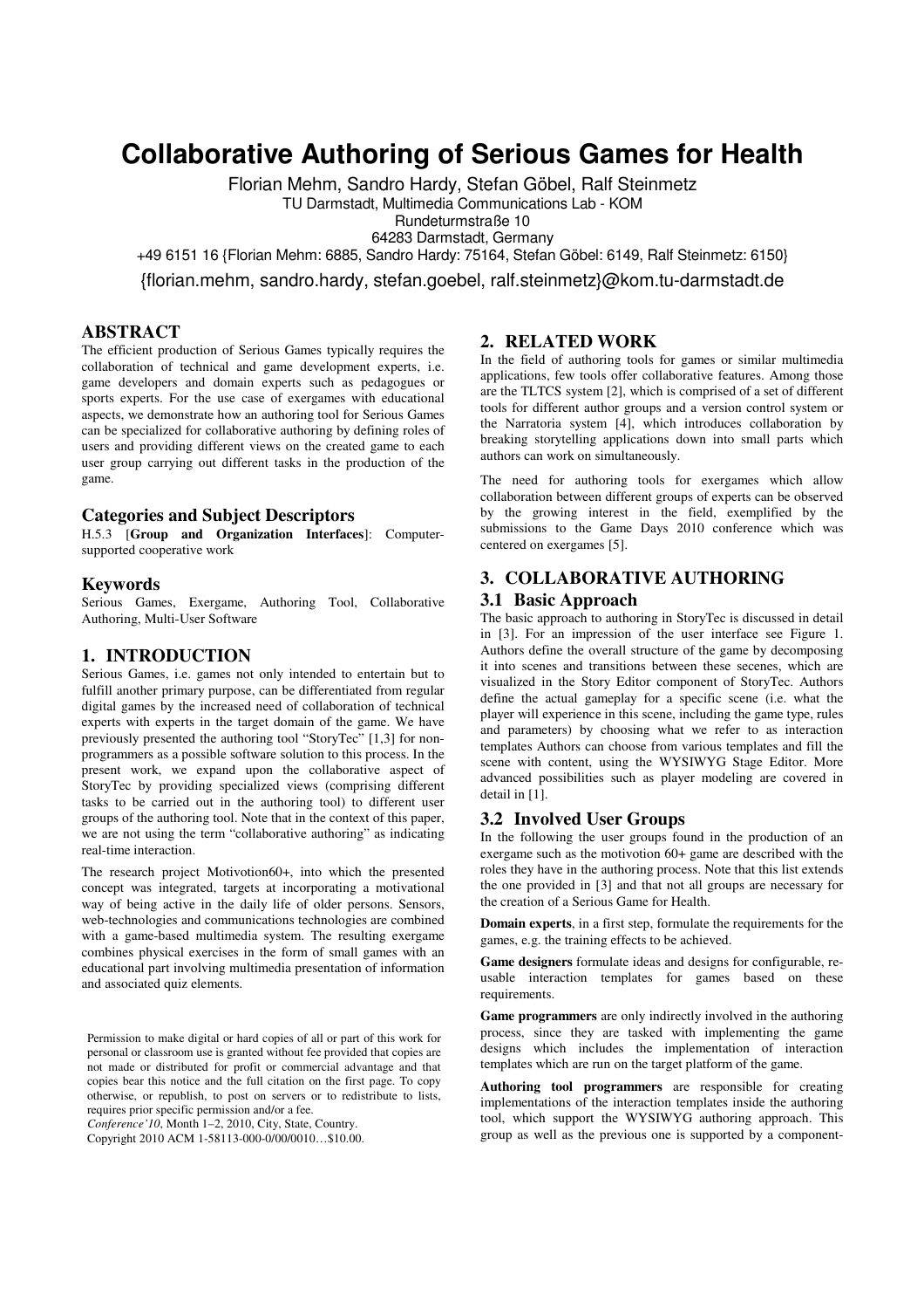# Collaborative Authoring of Serious Games for Health

Florian Mehm, Sandro Hardy, Stefan Göbel, Ralf Steinmetz
TU Darmstadt, Multimedia Communications Lab - KOM
Rundeturmstraße 10
64283 Darmstadt, Germany
+49 6151 16 {Florian Mehm: 6885, Sandro Hardy: 75164, Stefan Göbel: 6149, Ralf Steinmetz: 6150}
{florian.mehm, sandro.hardy, stefan.goebel, ralf.steinmetz}@kom.tu-darmstadt.de

## ABSTRACT

The efficient production of Serious Games typically requires the collaboration of technical and game development experts, i.e. game developers and domain experts such as pedagogues or sports experts. For the use case of exergames with educational aspects, we demonstrate how an authoring tool for Serious Games can be specialized for collaborative authoring by defining roles of users and providing different views on the created game to each user group carrying out different tasks in the production of the game.

### Categories and Subject Descriptors

H.5.3 [**Group and Organization Interfaces**]: Computer-supported cooperative work

### Keywords

Serious Games, Exergame, Authoring Tool, Collaborative Authoring, Multi-User Software

## 1. INTRODUCTION

Serious Games, i.e. games not only intended to entertain but to fulfill another primary purpose, can be differentiated from regular digital games by the increased need of collaboration of technical experts with experts in the target domain of the game. We have previously presented the authoring tool "StoryTec" [1,3] for non-programmers as a possible software solution to this process. In the present work, we expand upon the collaborative aspect of StoryTec by providing specialized views (comprising different tasks to be carried out in the authoring tool) to different user groups of the authoring tool. Note that in the context of this paper, we are not using the term "collaborative authoring" as indicating real-time interaction.

The research project Motivotion60+, into which the presented concept was integrated, targets at incorporating a motivational way of being active in the daily life of older persons. Sensors, web-technologies and communications technologies are combined with a game-based multimedia system. The resulting exergame combines physical exercises in the form of small games with an educational part involving multimedia presentation of information and associated quiz elements.

Permission to make digital or hard copies of all or part of this work for personal or classroom use is granted without fee provided that copies are not made or distributed for profit or commercial advantage and that copies bear this notice and the full citation on the first page. To copy otherwise, or republish, to post on servers or to redistribute to lists, requires prior specific permission and/or a fee.
*Conference'10*, Month 1–2, 2010, City, State, Country.
Copyright 2010 ACM 1-58113-000-0/00/0010…$10.00.

## 2. RELATED WORK

In the field of authoring tools for games or similar multimedia applications, few tools offer collaborative features. Among those are the TLTCS system [2], which is comprised of a set of different tools for different author groups and a version control system or the Narratoria system [4], which introduces collaboration by breaking storytelling applications down into small parts which authors can work on simultaneously.

The need for authoring tools for exergames which allow collaboration between different groups of experts can be observed by the growing interest in the field, exemplified by the submissions to the Game Days 2010 conference which was centered on exergames [5].

## 3. COLLABORATIVE AUTHORING

### 3.1 Basic Approach

The basic approach to authoring in StoryTec is discussed in detail in [3]. For an impression of the user interface see Figure 1. Authors define the overall structure of the game by decomposing it into scenes and transitions between these secenes, which are visualized in the Story Editor component of StoryTec. Authors define the actual gameplay for a specific scene (i.e. what the player will experience in this scene, including the game type, rules and parameters) by choosing what we refer to as interaction templates Authors can choose from various templates and fill the scene with content, using the WYSIWYG Stage Editor. More advanced possibilities such as player modeling are covered in detail in [1].

### 3.2 Involved User Groups

In the following the user groups found in the production of an exergame such as the motivotion 60+ game are described with the roles they have in the authoring process. Note that this list extends the one provided in [3] and that not all groups are necessary for the creation of a Serious Game for Health.

**Domain experts**, in a first step, formulate the requirements for the games, e.g. the training effects to be achieved.

**Game designers** formulate ideas and designs for configurable, re-usable interaction templates for games based on these requirements.

**Game programmers** are only indirectly involved in the authoring process, since they are tasked with implementing the game designs which includes the implementation of interaction templates which are run on the target platform of the game.

**Authoring tool programmers** are responsible for creating implementations of the interaction templates inside the authoring tool, which support the WYSIWYG authoring approach. This group as well as the previous one is supported by a component-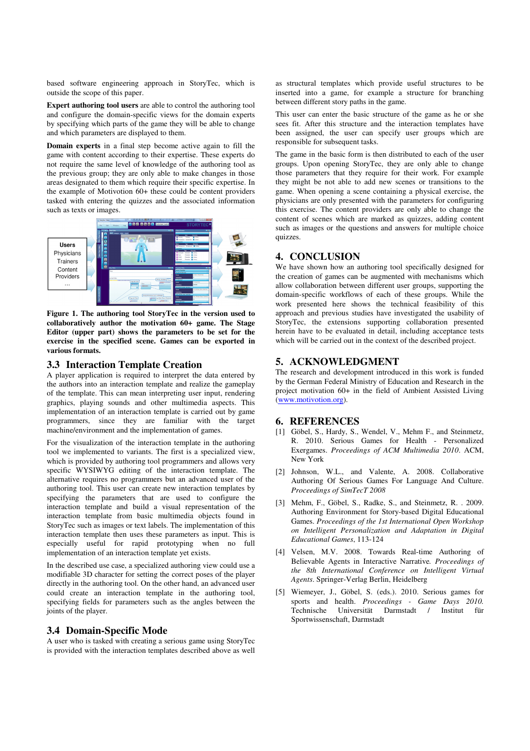based software engineering approach in StoryTec, which is outside the scope of this paper.

**Expert authoring tool users** are able to control the authoring tool and configure the domain-specific views for the domain experts by specifying which parts of the game they will be able to change and which parameters are displayed to them.

**Domain experts** in a final step become active again to fill the game with content according to their expertise. These experts do not require the same level of knowledge of the authoring tool as the previous group; they are only able to make changes in those areas designated to them which require their specific expertise. In the example of Motivotion 60+ these could be content providers tasked with entering the quizzes and the associated information such as texts or images.

Users
Physicians
Trainers
Content Providers
...

**Figure 1. The authoring tool StoryTec in the version used to collaboratively author the motivation 60+ game. The Stage Editor (upper part) shows the parameters to be set for the exercise in the specified scene. Games can be exported in various formats.**

## 3.3 Interaction Template Creation

A player application is required to interpret the data entered by the authors into an interaction template and realize the gameplay of the template. This can mean interpreting user input, rendering graphics, playing sounds and other multimedia aspects. This implementation of an interaction template is carried out by game programmers, since they are familiar with the target machine/environment and the implementation of games.

For the visualization of the interaction template in the authoring tool we implemented to variants. The first is a specialized view, which is provided by authoring tool programmers and allows very specific WYSIWYG editing of the interaction template. The alternative requires no programmers but an advanced user of the authoring tool. This user can create new interaction templates by specifying the parameters that are used to configure the interaction template and build a visual representation of the interaction template from basic multimedia objects found in StoryTec such as images or text labels. The implementation of this interaction template then uses these parameters as input. This is especially useful for rapid prototyping when no full implementation of an interaction template yet exists.

In the described use case, a specialized authoring view could use a modifiable 3D character for setting the correct poses of the player directly in the authoring tool. On the other hand, an advanced user could create an interaction template in the authoring tool, specifying fields for parameters such as the angles between the joints of the player.

## 3.4 Domain-Specific Mode

A user who is tasked with creating a serious game using StoryTec is provided with the interaction templates described above as well as structural templates which provide useful structures to be inserted into a game, for example a structure for branching between different story paths in the game.

This user can enter the basic structure of the game as he or she sees fit. After this structure and the interaction templates have been assigned, the user can specify user groups which are responsible for subsequent tasks.

The game in the basic form is then distributed to each of the user groups. Upon opening StoryTec, they are only able to change those parameters that they require for their work. For example they might be not able to add new scenes or transitions to the game. When opening a scene containing a physical exercise, the physicians are only presented with the parameters for configuring this exercise. The content providers are only able to change the content of scenes which are marked as quizzes, adding content such as images or the questions and answers for multiple choice quizzes.

# 4. CONCLUSION

We have shown how an authoring tool specifically designed for the creation of games can be augmented with mechanisms which allow collaboration between different user groups, supporting the domain-specific workflows of each of these groups. While the work presented here shows the technical feasibility of this approach and previous studies have investigated the usability of StoryTec, the extensions supporting collaboration presented herein have to be evaluated in detail, including acceptance tests which will be carried out in the context of the described project.

# 5. ACKNOWLEDGMENT

The research and development introduced in this work is funded by the German Federal Ministry of Education and Research in the project motivation 60+ in the field of Ambient Assisted Living (www.motivotion.org).

# 6. REFERENCES

[1] Göbel, S., Hardy, S., Wendel, V., Mehm F., and Steinmetz, R. 2010. Serious Games for Health - Personalized Exergames. *Proceedings of ACM Multimedia 2010*. ACM, New York

[2] Johnson, W.L., and Valente, A. 2008. Collaborative Authoring Of Serious Games For Language And Culture. *Proceedings of SimTecT 2008*

[3] Mehm, F., Göbel, S., Radke, S., and Steinmetz, R. . 2009. Authoring Environment for Story-based Digital Educational Games. *Proceedings of the 1st International Open Workshop on Intelligent Personalization and Adaptation in Digital Educational Games*, 113-124

[4] Velsen, M.V. 2008. Towards Real-time Authoring of Believable Agents in Interactive Narrative. *Proceedings of the 8th International Conference on Intelligent Virtual Agents*. Springer-Verlag Berlin, Heidelberg

[5] Wiemeyer, J., Göbel, S. (eds.). 2010. Serious games for sports and health. *Proceedings - Game Days 2010.* Technische Universität Darmstadt / Institut für Sportwissenschaft, Darmstadt